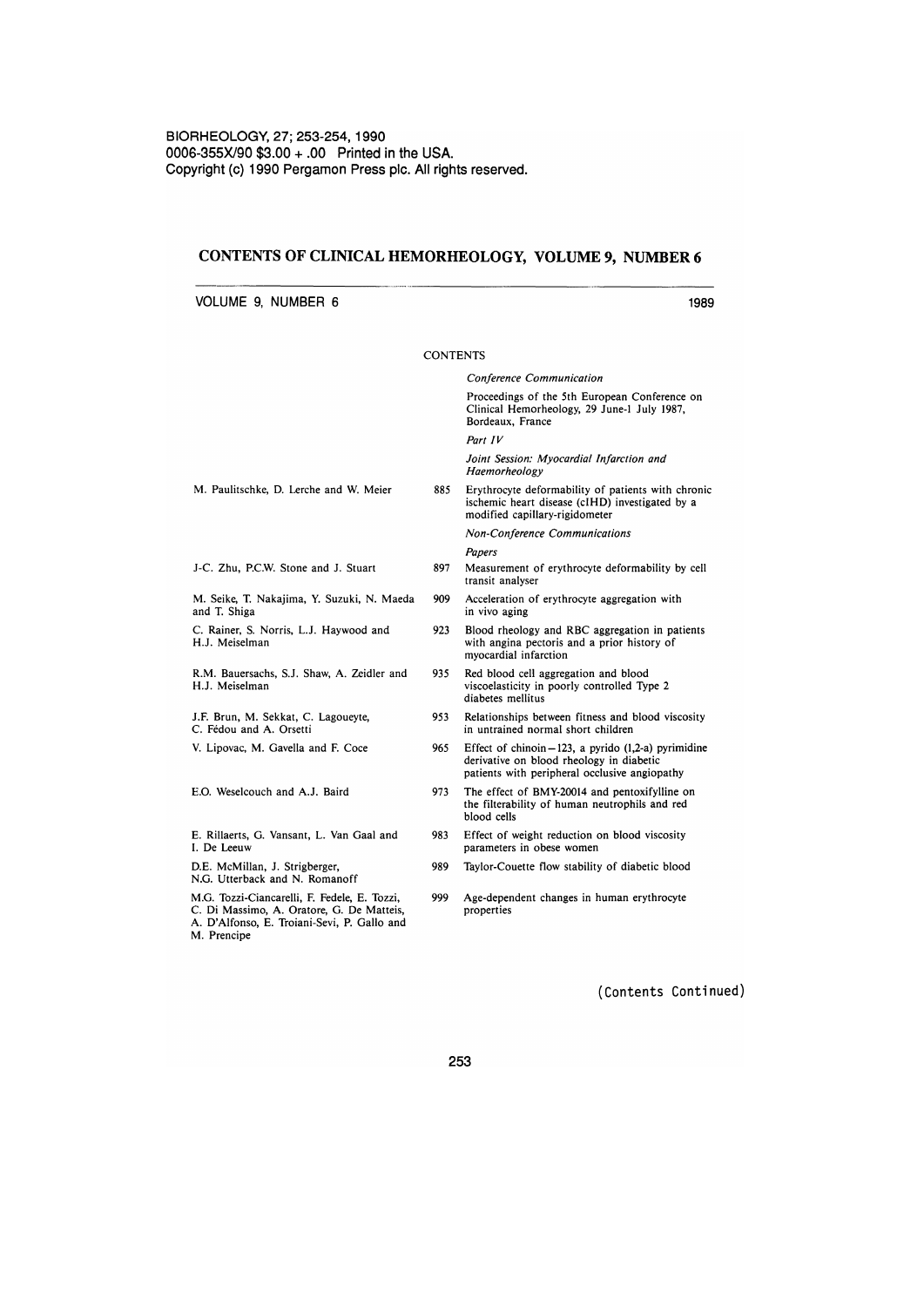BIORHEOLOGY, 27; 253-254, 1990
0006-355X/90 $3.00 + .00 Printed in the USA.
Copyright (c) 1990 Pergamon Press plc. All rights reserved.

# CONTENTS OF CLINICAL HEMORHEOLOGY, VOLUME 9, NUMBER 6

VOLUME 9, NUMBER 6 — 1989

## CONTENTS

*Conference Communication*

Proceedings of the 5th European Conference on Clinical Hemorheology, 29 June-1 July 1987, Bordeaux, France

*Part IV*

*Joint Session: Myocardial Infarction and Haemorheology*

| Authors | Page | Title |
|---|---|---|
| M. Paulitschke, D. Lerche and W. Meier | 885 | Erythrocyte deformability of patients with chronic ischemic heart disease (cIHD) investigated by a modified capillary-rigidometer |

*Non-Conference Communications*

*Papers*

| Authors | Page | Title |
|---|---|---|
| J-C. Zhu, P.C.W. Stone and J. Stuart | 897 | Measurement of erythrocyte deformability by cell transit analyser |
| M. Seike, T. Nakajima, Y. Suzuki, N. Maeda and T. Shiga | 909 | Acceleration of erythrocyte aggregation with in vivo aging |
| C. Rainer, S. Norris, L.J. Haywood and H.J. Meiselman | 923 | Blood rheology and RBC aggregation in patients with angina pectoris and a prior history of myocardial infarction |
| R.M. Bauersachs, S.J. Shaw, A. Zeidler and H.J. Meiselman | 935 | Red blood cell aggregation and blood viscoelasticity in poorly controlled Type 2 diabetes mellitus |
| J.F. Brun, M. Sekkat, C. Lagoueyte, C. Fédou and A. Orsetti | 953 | Relationships between fitness and blood viscosity in untrained normal short children |
| V. Lipovac, M. Gavella and F. Coce | 965 | Effect of chinoin−123, a pyrido (1,2-a) pyrimidine derivative on blood rheology in diabetic patients with peripheral occlusive angiopathy |
| E.O. Weselcouch and A.J. Baird | 973 | The effect of BMY-20014 and pentoxifylline on the filterability of human neutrophils and red blood cells |
| E. Rillaerts, G. Vansant, L. Van Gaal and I. De Leeuw | 983 | Effect of weight reduction on blood viscosity parameters in obese women |
| D.E. McMillan, J. Strigberger, N.G. Utterback and N. Romanoff | 989 | Taylor-Couette flow stability of diabetic blood |
| M.G. Tozzi-Ciancarelli, F. Fedele, E. Tozzi, C. Di Massimo, A. Oratore, G. De Matteis, A. D'Alfonso, E. Troiani-Sevi, P. Gallo and M. Prencipe | 999 | Age-dependent changes in human erythrocyte properties |

(Contents Continued)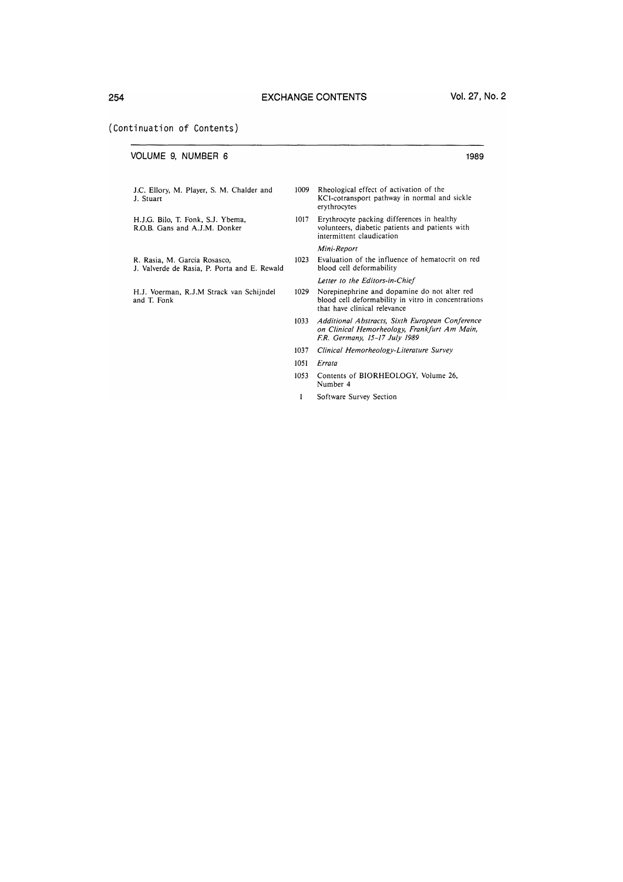(Continuation of Contents)

## VOLUME 9, NUMBER 6 — 1989

J.C. Ellory, M. Player, S. M. Chalder and J. Stuart — 1009 — Rheological effect of activation of the KCl-cotransport pathway in normal and sickle erythrocytes

H.J.G. Bilo, T. Fonk, S.J. Ybema, R.O.B. Gans and A.J.M. Donker — 1017 — Erythrocyte packing differences in healthy volunteers, diabetic patients and patients with intermittent claudication

*Mini-Report*

R. Rasia, M. Garcia Rosasco, J. Valverde de Rasia, P. Porta and E. Rewald — 1023 — Evaluation of the influence of hematocrit on red blood cell deformability

*Letter to the Editors-in-Chief*

H.J. Voerman, R.J.M Strack van Schijndel and T. Fonk — 1029 — Norepinephrine and dopamine do not alter red blood cell deformability in vitro in concentrations that have clinical relevance

1033 — *Additional Abstracts, Sixth European Conference on Clinical Hemorheology, Frankfurt Am Main, F.R. Germany, 15-17 July 1989*

1037 — *Clinical Hemorheology-Literature Survey*

1051 — *Errata*

1053 — Contents of BIORHEOLOGY, Volume 26, Number 4

I — Software Survey Section